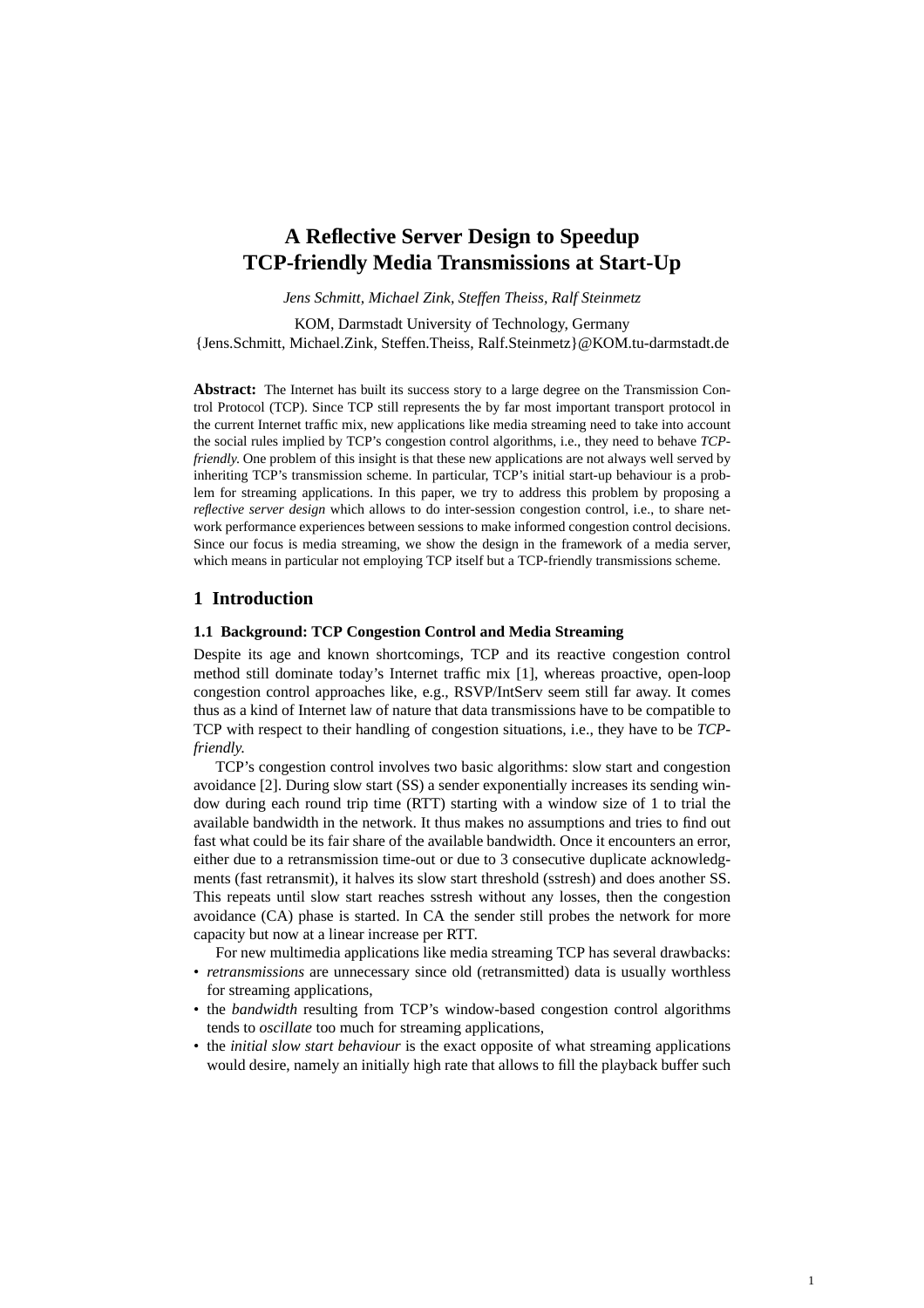# A Reflective Server Design to Speedup TCP-friendly Media Transmissions at Start-Up

*Jens Schmitt, Michael Zink, Steffen Theiss, Ralf Steinmetz*

KOM, Darmstadt University of Technology, Germany
{Jens.Schmitt, Michael.Zink, Steffen.Theiss, Ralf.Steinmetz}@KOM.tu-darmstadt.de

**Abstract:** The Internet has built its success story to a large degree on the Transmission Control Protocol (TCP). Since TCP still represents the by far most important transport protocol in the current Internet traffic mix, new applications like media streaming need to take into account the social rules implied by TCP's congestion control algorithms, i.e., they need to behave *TCP-friendly.* One problem of this insight is that these new applications are not always well served by inheriting TCP's transmission scheme. In particular, TCP's initial start-up behaviour is a problem for streaming applications. In this paper, we try to address this problem by proposing a *reflective server design* which allows to do inter-session congestion control, i.e., to share network performance experiences between sessions to make informed congestion control decisions. Since our focus is media streaming, we show the design in the framework of a media server, which means in particular not employing TCP itself but a TCP-friendly transmissions scheme.

## 1 Introduction

### 1.1 Background: TCP Congestion Control and Media Streaming

Despite its age and known shortcomings, TCP and its reactive congestion control method still dominate today's Internet traffic mix [1], whereas proactive, open-loop congestion control approaches like, e.g., RSVP/IntServ seem still far away. It comes thus as a kind of Internet law of nature that data transmissions have to be compatible to TCP with respect to their handling of congestion situations, i.e., they have to be *TCP-friendly.*

TCP's congestion control involves two basic algorithms: slow start and congestion avoidance [2]. During slow start (SS) a sender exponentially increases its sending window during each round trip time (RTT) starting with a window size of 1 to trial the available bandwidth in the network. It thus makes no assumptions and tries to find out fast what could be its fair share of the available bandwidth. Once it encounters an error, either due to a retransmission time-out or due to 3 consecutive duplicate acknowledgments (fast retransmit), it halves its slow start threshold (sstresh) and does another SS. This repeats until slow start reaches sstresh without any losses, then the congestion avoidance (CA) phase is started. In CA the sender still probes the network for more capacity but now at a linear increase per RTT.

For new multimedia applications like media streaming TCP has several drawbacks:

- *retransmissions* are unnecessary since old (retransmitted) data is usually worthless for streaming applications,
- the *bandwidth* resulting from TCP's window-based congestion control algorithms tends to *oscillate* too much for streaming applications,
- the *initial slow start behaviour* is the exact opposite of what streaming applications would desire, namely an initially high rate that allows to fill the playback buffer such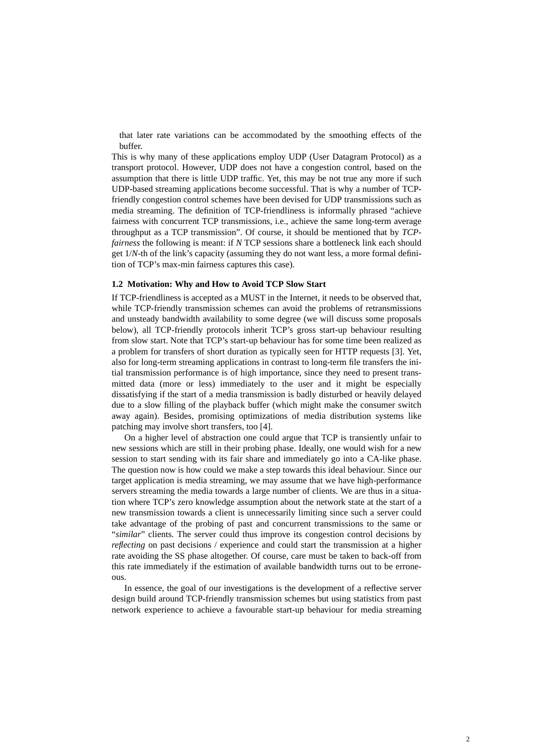that later rate variations can be accommodated by the smoothing effects of the buffer.

This is why many of these applications employ UDP (User Datagram Protocol) as a transport protocol. However, UDP does not have a congestion control, based on the assumption that there is little UDP traffic. Yet, this may be not true any more if such UDP-based streaming applications become successful. That is why a number of TCP-friendly congestion control schemes have been devised for UDP transmissions such as media streaming. The definition of TCP-friendliness is informally phrased "achieve fairness with concurrent TCP transmissions, i.e., achieve the same long-term average throughput as a TCP transmission". Of course, it should be mentioned that by *TCP-fairness* the following is meant: if *N* TCP sessions share a bottleneck link each should get 1/*N*-th of the link's capacity (assuming they do not want less, a more formal definition of TCP's max-min fairness captures this case).

### 1.2 Motivation: Why and How to Avoid TCP Slow Start

If TCP-friendliness is accepted as a MUST in the Internet, it needs to be observed that, while TCP-friendly transmission schemes can avoid the problems of retransmissions and unsteady bandwidth availability to some degree (we will discuss some proposals below), all TCP-friendly protocols inherit TCP's gross start-up behaviour resulting from slow start. Note that TCP's start-up behaviour has for some time been realized as a problem for transfers of short duration as typically seen for HTTP requests [3]. Yet, also for long-term streaming applications in contrast to long-term file transfers the initial transmission performance is of high importance, since they need to present transmitted data (more or less) immediately to the user and it might be especially dissatisfying if the start of a media transmission is badly disturbed or heavily delayed due to a slow filling of the playback buffer (which might make the consumer switch away again). Besides, promising optimizations of media distribution systems like patching may involve short transfers, too [4].

On a higher level of abstraction one could argue that TCP is transiently unfair to new sessions which are still in their probing phase. Ideally, one would wish for a new session to start sending with its fair share and immediately go into a CA-like phase. The question now is how could we make a step towards this ideal behaviour. Since our target application is media streaming, we may assume that we have high-performance servers streaming the media towards a large number of clients. We are thus in a situation where TCP's zero knowledge assumption about the network state at the start of a new transmission towards a client is unnecessarily limiting since such a server could take advantage of the probing of past and concurrent transmissions to the same or "*similar*" clients. The server could thus improve its congestion control decisions by *reflecting* on past decisions / experience and could start the transmission at a higher rate avoiding the SS phase altogether. Of course, care must be taken to back-off from this rate immediately if the estimation of available bandwidth turns out to be erroneous.

In essence, the goal of our investigations is the development of a reflective server design build around TCP-friendly transmission schemes but using statistics from past network experience to achieve a favourable start-up behaviour for media streaming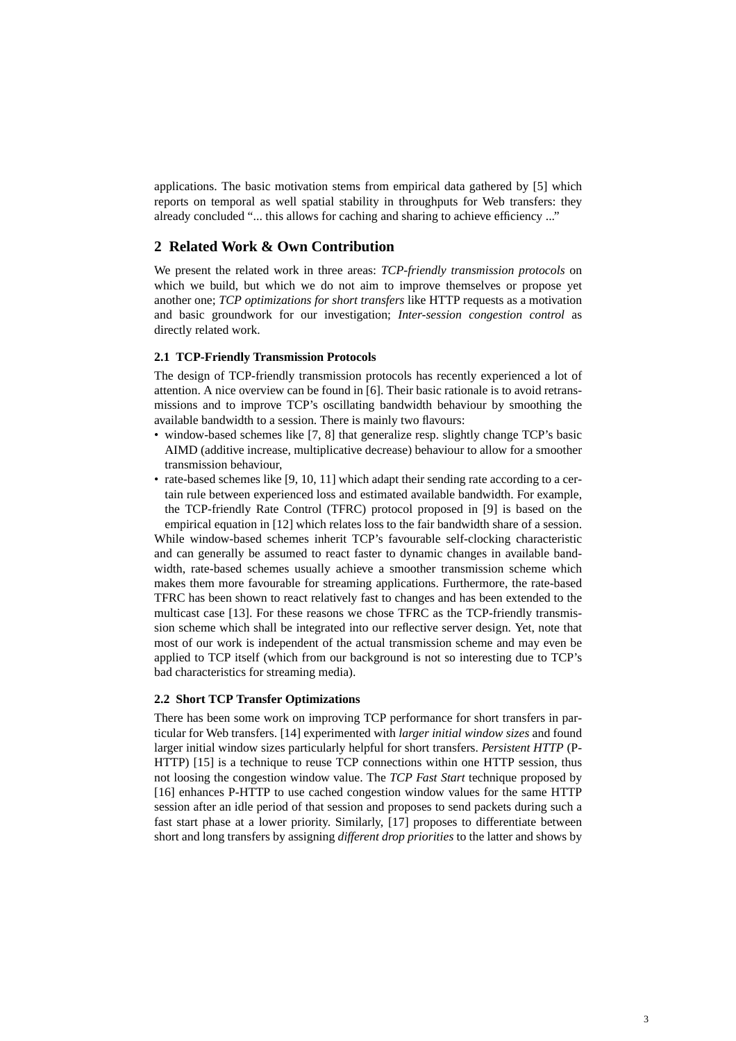applications. The basic motivation stems from empirical data gathered by [5] which reports on temporal as well spatial stability in throughputs for Web transfers: they already concluded "... this allows for caching and sharing to achieve efficiency ..."

## 2 Related Work & Own Contribution

We present the related work in three areas: *TCP-friendly transmission protocols* on which we build, but which we do not aim to improve themselves or propose yet another one; *TCP optimizations for short transfers* like HTTP requests as a motivation and basic groundwork for our investigation; *Inter-session congestion control* as directly related work.

### 2.1 TCP-Friendly Transmission Protocols

The design of TCP-friendly transmission protocols has recently experienced a lot of attention. A nice overview can be found in [6]. Their basic rationale is to avoid retransmissions and to improve TCP's oscillating bandwidth behaviour by smoothing the available bandwidth to a session. There is mainly two flavours:

- window-based schemes like [7, 8] that generalize resp. slightly change TCP's basic AIMD (additive increase, multiplicative decrease) behaviour to allow for a smoother transmission behaviour,
- rate-based schemes like [9, 10, 11] which adapt their sending rate according to a certain rule between experienced loss and estimated available bandwidth. For example, the TCP-friendly Rate Control (TFRC) protocol proposed in [9] is based on the empirical equation in [12] which relates loss to the fair bandwidth share of a session.

While window-based schemes inherit TCP's favourable self-clocking characteristic and can generally be assumed to react faster to dynamic changes in available bandwidth, rate-based schemes usually achieve a smoother transmission scheme which makes them more favourable for streaming applications. Furthermore, the rate-based TFRC has been shown to react relatively fast to changes and has been extended to the multicast case [13]. For these reasons we chose TFRC as the TCP-friendly transmission scheme which shall be integrated into our reflective server design. Yet, note that most of our work is independent of the actual transmission scheme and may even be applied to TCP itself (which from our background is not so interesting due to TCP's bad characteristics for streaming media).

### 2.2 Short TCP Transfer Optimizations

There has been some work on improving TCP performance for short transfers in particular for Web transfers. [14] experimented with *larger initial window sizes* and found larger initial window sizes particularly helpful for short transfers. *Persistent HTTP* (P-HTTP) [15] is a technique to reuse TCP connections within one HTTP session, thus not loosing the congestion window value. The *TCP Fast Start* technique proposed by [16] enhances P-HTTP to use cached congestion window values for the same HTTP session after an idle period of that session and proposes to send packets during such a fast start phase at a lower priority. Similarly, [17] proposes to differentiate between short and long transfers by assigning *different drop priorities* to the latter and shows by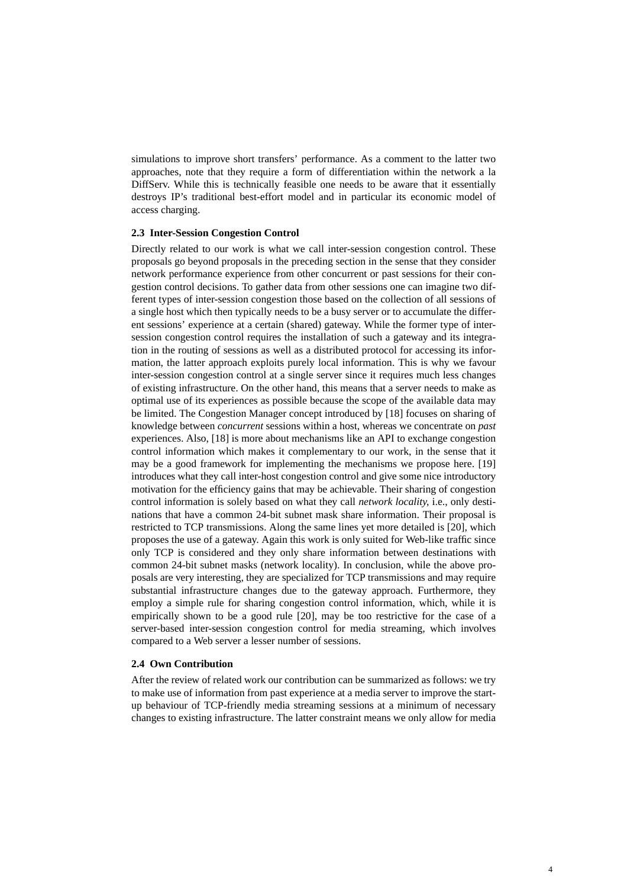simulations to improve short transfers' performance. As a comment to the latter two approaches, note that they require a form of differentiation within the network a la DiffServ. While this is technically feasible one needs to be aware that it essentially destroys IP's traditional best-effort model and in particular its economic model of access charging.

### 2.3 Inter-Session Congestion Control

Directly related to our work is what we call inter-session congestion control. These proposals go beyond proposals in the preceding section in the sense that they consider network performance experience from other concurrent or past sessions for their congestion control decisions. To gather data from other sessions one can imagine two different types of inter-session congestion those based on the collection of all sessions of a single host which then typically needs to be a busy server or to accumulate the different sessions' experience at a certain (shared) gateway. While the former type of inter-session congestion control requires the installation of such a gateway and its integration in the routing of sessions as well as a distributed protocol for accessing its information, the latter approach exploits purely local information. This is why we favour inter-session congestion control at a single server since it requires much less changes of existing infrastructure. On the other hand, this means that a server needs to make as optimal use of its experiences as possible because the scope of the available data may be limited. The Congestion Manager concept introduced by [18] focuses on sharing of knowledge between *concurrent* sessions within a host, whereas we concentrate on *past* experiences. Also, [18] is more about mechanisms like an API to exchange congestion control information which makes it complementary to our work, in the sense that it may be a good framework for implementing the mechanisms we propose here. [19] introduces what they call inter-host congestion control and give some nice introductory motivation for the efficiency gains that may be achievable. Their sharing of congestion control information is solely based on what they call *network locality*, i.e., only destinations that have a common 24-bit subnet mask share information. Their proposal is restricted to TCP transmissions. Along the same lines yet more detailed is [20], which proposes the use of a gateway. Again this work is only suited for Web-like traffic since only TCP is considered and they only share information between destinations with common 24-bit subnet masks (network locality). In conclusion, while the above proposals are very interesting, they are specialized for TCP transmissions and may require substantial infrastructure changes due to the gateway approach. Furthermore, they employ a simple rule for sharing congestion control information, which, while it is empirically shown to be a good rule [20], may be too restrictive for the case of a server-based inter-session congestion control for media streaming, which involves compared to a Web server a lesser number of sessions.

### 2.4 Own Contribution

After the review of related work our contribution can be summarized as follows: we try to make use of information from past experience at a media server to improve the start-up behaviour of TCP-friendly media streaming sessions at a minimum of necessary changes to existing infrastructure. The latter constraint means we only allow for media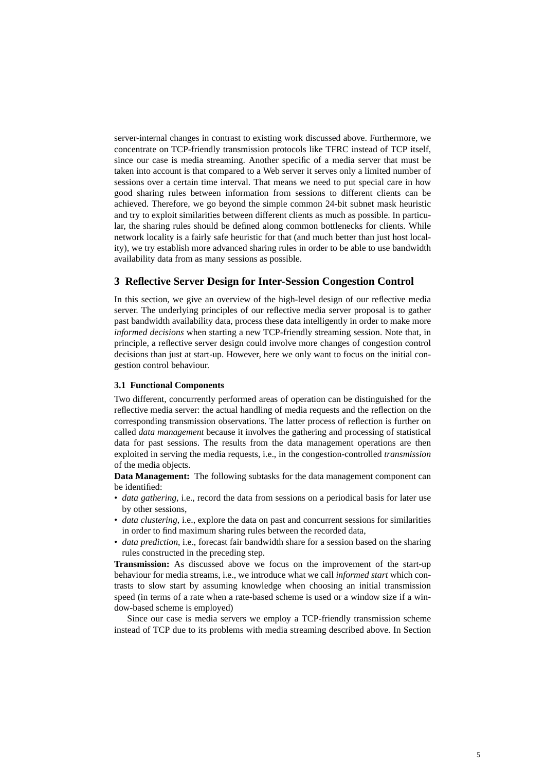server-internal changes in contrast to existing work discussed above. Furthermore, we concentrate on TCP-friendly transmission protocols like TFRC instead of TCP itself, since our case is media streaming. Another specific of a media server that must be taken into account is that compared to a Web server it serves only a limited number of sessions over a certain time interval. That means we need to put special care in how good sharing rules between information from sessions to different clients can be achieved. Therefore, we go beyond the simple common 24-bit subnet mask heuristic and try to exploit similarities between different clients as much as possible. In particular, the sharing rules should be defined along common bottlenecks for clients. While network locality is a fairly safe heuristic for that (and much better than just host locality), we try establish more advanced sharing rules in order to be able to use bandwidth availability data from as many sessions as possible.

## 3 Reflective Server Design for Inter-Session Congestion Control

In this section, we give an overview of the high-level design of our reflective media server. The underlying principles of our reflective media server proposal is to gather past bandwidth availability data, process these data intelligently in order to make more *informed decisions* when starting a new TCP-friendly streaming session. Note that, in principle, a reflective server design could involve more changes of congestion control decisions than just at start-up. However, here we only want to focus on the initial congestion control behaviour.

### 3.1 Functional Components

Two different, concurrently performed areas of operation can be distinguished for the reflective media server: the actual handling of media requests and the reflection on the corresponding transmission observations. The latter process of reflection is further on called *data management* because it involves the gathering and processing of statistical data for past sessions. The results from the data management operations are then exploited in serving the media requests, i.e., in the congestion-controlled *transmission* of the media objects.

**Data Management:** The following subtasks for the data management component can be identified:

- *data gathering*, i.e., record the data from sessions on a periodical basis for later use by other sessions,
- *data clustering*, i.e., explore the data on past and concurrent sessions for similarities in order to find maximum sharing rules between the recorded data,
- *data prediction*, i.e., forecast fair bandwidth share for a session based on the sharing rules constructed in the preceding step.

**Transmission:** As discussed above we focus on the improvement of the start-up behaviour for media streams, i.e., we introduce what we call *informed start* which contrasts to slow start by assuming knowledge when choosing an initial transmission speed (in terms of a rate when a rate-based scheme is used or a window size if a window-based scheme is employed)

Since our case is media servers we employ a TCP-friendly transmission scheme instead of TCP due to its problems with media streaming described above. In Section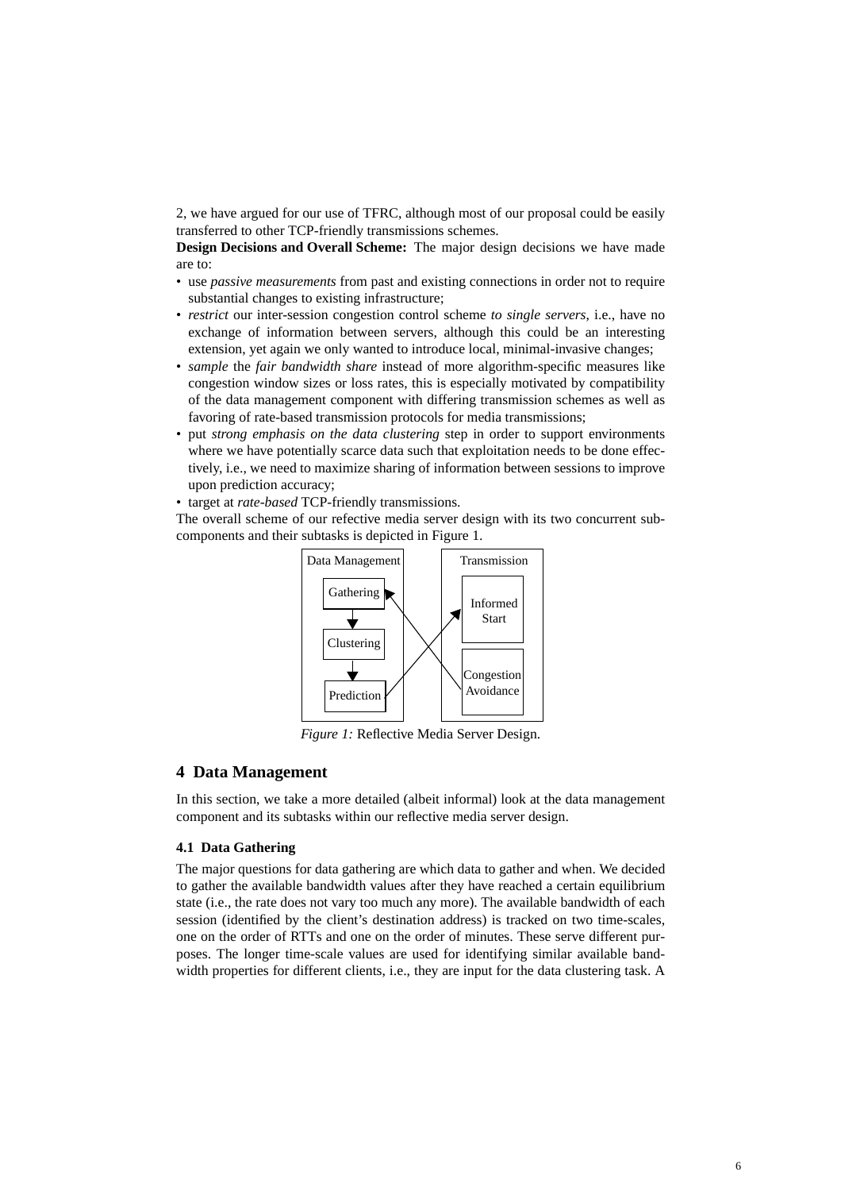2, we have argued for our use of TFRC, although most of our proposal could be easily transferred to other TCP-friendly transmissions schemes.

**Design Decisions and Overall Scheme:** The major design decisions we have made are to:

- use *passive measurements* from past and existing connections in order not to require substantial changes to existing infrastructure;
- *restrict* our inter-session congestion control scheme *to single servers*, i.e., have no exchange of information between servers, although this could be an interesting extension, yet again we only wanted to introduce local, minimal-invasive changes;
- *sample* the *fair bandwidth share* instead of more algorithm-specific measures like congestion window sizes or loss rates, this is especially motivated by compatibility of the data management component with differing transmission schemes as well as favoring of rate-based transmission protocols for media transmissions;
- put *strong emphasis on the data clustering* step in order to support environments where we have potentially scarce data such that exploitation needs to be done effectively, i.e., we need to maximize sharing of information between sessions to improve upon prediction accuracy;
- target at *rate-based* TCP-friendly transmissions.

The overall scheme of our refective media server design with its two concurrent subcomponents and their subtasks is depicted in Figure 1.

Data Management

Gathering

Clustering

Prediction

Transmission

Informed Start

Congestion Avoidance

*Figure 1:* Reflective Media Server Design.

## 4 Data Management

In this section, we take a more detailed (albeit informal) look at the data management component and its subtasks within our reflective media server design.

### 4.1 Data Gathering

The major questions for data gathering are which data to gather and when. We decided to gather the available bandwidth values after they have reached a certain equilibrium state (i.e., the rate does not vary too much any more). The available bandwidth of each session (identified by the client's destination address) is tracked on two time-scales, one on the order of RTTs and one on the order of minutes. These serve different purposes. The longer time-scale values are used for identifying similar available bandwidth properties for different clients, i.e., they are input for the data clustering task. A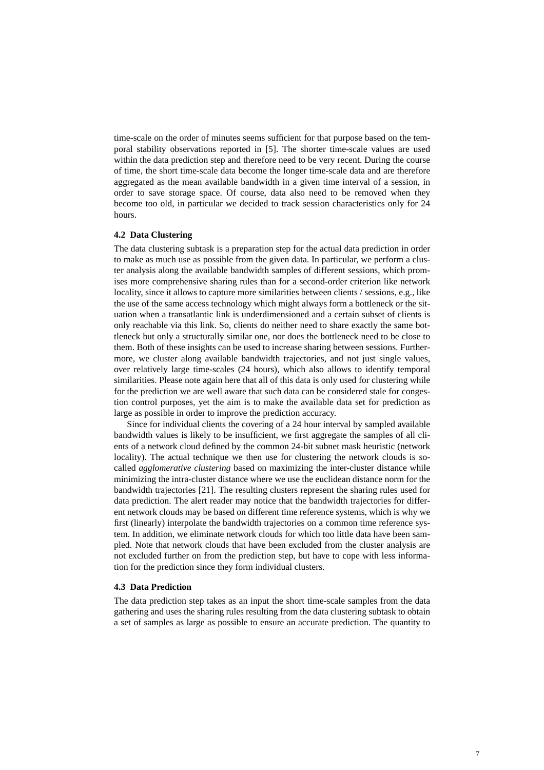time-scale on the order of minutes seems sufficient for that purpose based on the temporal stability observations reported in [5]. The shorter time-scale values are used within the data prediction step and therefore need to be very recent. During the course of time, the short time-scale data become the longer time-scale data and are therefore aggregated as the mean available bandwidth in a given time interval of a session, in order to save storage space. Of course, data also need to be removed when they become too old, in particular we decided to track session characteristics only for 24 hours.

### 4.2 Data Clustering

The data clustering subtask is a preparation step for the actual data prediction in order to make as much use as possible from the given data. In particular, we perform a cluster analysis along the available bandwidth samples of different sessions, which promises more comprehensive sharing rules than for a second-order criterion like network locality, since it allows to capture more similarities between clients / sessions, e.g., like the use of the same access technology which might always form a bottleneck or the situation when a transatlantic link is underdimensioned and a certain subset of clients is only reachable via this link. So, clients do neither need to share exactly the same bottleneck but only a structurally similar one, nor does the bottleneck need to be close to them. Both of these insights can be used to increase sharing between sessions. Furthermore, we cluster along available bandwidth trajectories, and not just single values, over relatively large time-scales (24 hours), which also allows to identify temporal similarities. Please note again here that all of this data is only used for clustering while for the prediction we are well aware that such data can be considered stale for congestion control purposes, yet the aim is to make the available data set for prediction as large as possible in order to improve the prediction accuracy.

Since for individual clients the covering of a 24 hour interval by sampled available bandwidth values is likely to be insufficient, we first aggregate the samples of all clients of a network cloud defined by the common 24-bit subnet mask heuristic (network locality). The actual technique we then use for clustering the network clouds is so-called *agglomerative clustering* based on maximizing the inter-cluster distance while minimizing the intra-cluster distance where we use the euclidean distance norm for the bandwidth trajectories [21]. The resulting clusters represent the sharing rules used for data prediction. The alert reader may notice that the bandwidth trajectories for different network clouds may be based on different time reference systems, which is why we first (linearly) interpolate the bandwidth trajectories on a common time reference system. In addition, we eliminate network clouds for which too little data have been sampled. Note that network clouds that have been excluded from the cluster analysis are not excluded further on from the prediction step, but have to cope with less information for the prediction since they form individual clusters.

### 4.3 Data Prediction

The data prediction step takes as an input the short time-scale samples from the data gathering and uses the sharing rules resulting from the data clustering subtask to obtain a set of samples as large as possible to ensure an accurate prediction. The quantity to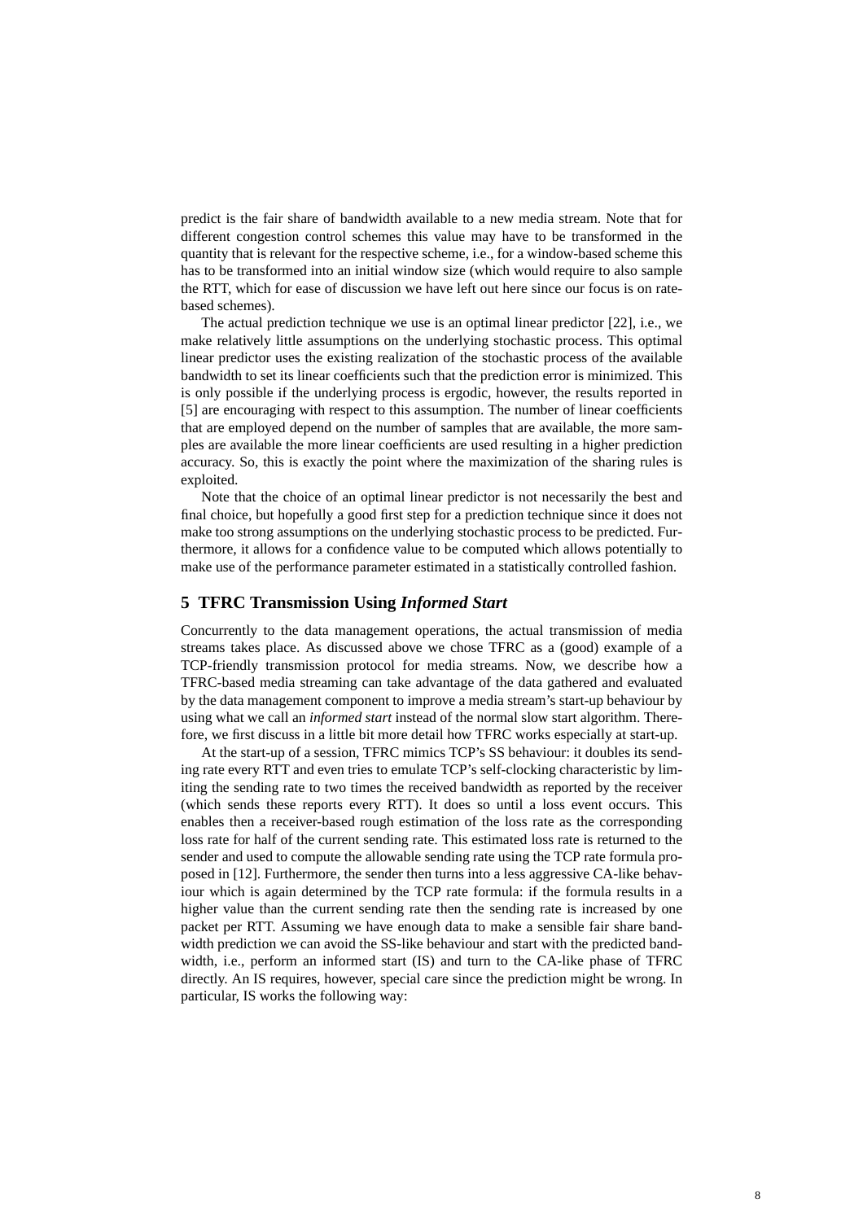predict is the fair share of bandwidth available to a new media stream. Note that for different congestion control schemes this value may have to be transformed in the quantity that is relevant for the respective scheme, i.e., for a window-based scheme this has to be transformed into an initial window size (which would require to also sample the RTT, which for ease of discussion we have left out here since our focus is on rate-based schemes).

The actual prediction technique we use is an optimal linear predictor [22], i.e., we make relatively little assumptions on the underlying stochastic process. This optimal linear predictor uses the existing realization of the stochastic process of the available bandwidth to set its linear coefficients such that the prediction error is minimized. This is only possible if the underlying process is ergodic, however, the results reported in [5] are encouraging with respect to this assumption. The number of linear coefficients that are employed depend on the number of samples that are available, the more samples are available the more linear coefficients are used resulting in a higher prediction accuracy. So, this is exactly the point where the maximization of the sharing rules is exploited.

Note that the choice of an optimal linear predictor is not necessarily the best and final choice, but hopefully a good first step for a prediction technique since it does not make too strong assumptions on the underlying stochastic process to be predicted. Furthermore, it allows for a confidence value to be computed which allows potentially to make use of the performance parameter estimated in a statistically controlled fashion.

## 5 TFRC Transmission Using *Informed Start*

Concurrently to the data management operations, the actual transmission of media streams takes place. As discussed above we chose TFRC as a (good) example of a TCP-friendly transmission protocol for media streams. Now, we describe how a TFRC-based media streaming can take advantage of the data gathered and evaluated by the data management component to improve a media stream's start-up behaviour by using what we call an *informed start* instead of the normal slow start algorithm. Therefore, we first discuss in a little bit more detail how TFRC works especially at start-up.

At the start-up of a session, TFRC mimics TCP's SS behaviour: it doubles its sending rate every RTT and even tries to emulate TCP's self-clocking characteristic by limiting the sending rate to two times the received bandwidth as reported by the receiver (which sends these reports every RTT). It does so until a loss event occurs. This enables then a receiver-based rough estimation of the loss rate as the corresponding loss rate for half of the current sending rate. This estimated loss rate is returned to the sender and used to compute the allowable sending rate using the TCP rate formula proposed in [12]. Furthermore, the sender then turns into a less aggressive CA-like behaviour which is again determined by the TCP rate formula: if the formula results in a higher value than the current sending rate then the sending rate is increased by one packet per RTT. Assuming we have enough data to make a sensible fair share bandwidth prediction we can avoid the SS-like behaviour and start with the predicted bandwidth, i.e., perform an informed start (IS) and turn to the CA-like phase of TFRC directly. An IS requires, however, special care since the prediction might be wrong. In particular, IS works the following way: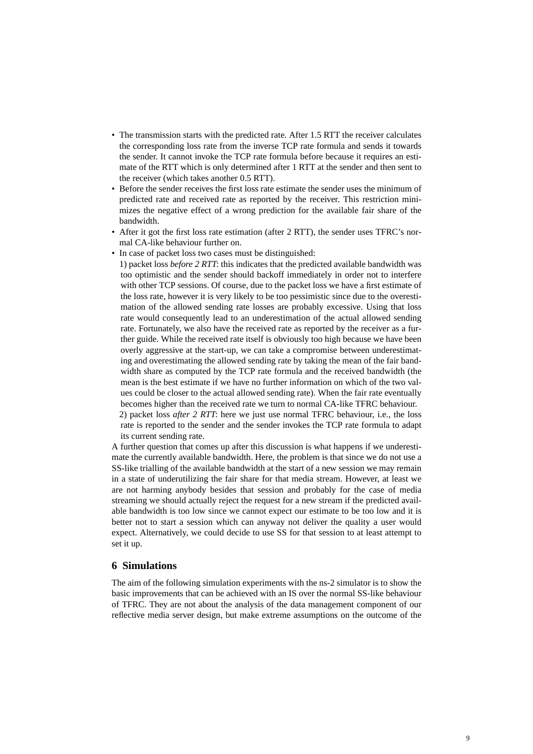- The transmission starts with the predicted rate. After 1.5 RTT the receiver calculates the corresponding loss rate from the inverse TCP rate formula and sends it towards the sender. It cannot invoke the TCP rate formula before because it requires an estimate of the RTT which is only determined after 1 RTT at the sender and then sent to the receiver (which takes another 0.5 RTT).
- Before the sender receives the first loss rate estimate the sender uses the minimum of predicted rate and received rate as reported by the receiver. This restriction minimizes the negative effect of a wrong prediction for the available fair share of the bandwidth.
- After it got the first loss rate estimation (after 2 RTT), the sender uses TFRC's normal CA-like behaviour further on.
- In case of packet loss two cases must be distinguished:
  1) packet loss *before 2 RTT*: this indicates that the predicted available bandwidth was too optimistic and the sender should backoff immediately in order not to interfere with other TCP sessions. Of course, due to the packet loss we have a first estimate of the loss rate, however it is very likely to be too pessimistic since due to the overestimation of the allowed sending rate losses are probably excessive. Using that loss rate would consequently lead to an underestimation of the actual allowed sending rate. Fortunately, we also have the received rate as reported by the receiver as a further guide. While the received rate itself is obviously too high because we have been overly aggressive at the start-up, we can take a compromise between underestimating and overestimating the allowed sending rate by taking the mean of the fair bandwidth share as computed by the TCP rate formula and the received bandwidth (the mean is the best estimate if we have no further information on which of the two values could be closer to the actual allowed sending rate). When the fair rate eventually becomes higher than the received rate we turn to normal CA-like TFRC behaviour.
  2) packet loss *after 2 RTT*: here we just use normal TFRC behaviour, i.e., the loss rate is reported to the sender and the sender invokes the TCP rate formula to adapt its current sending rate.

A further question that comes up after this discussion is what happens if we underestimate the currently available bandwidth. Here, the problem is that since we do not use a SS-like trialling of the available bandwidth at the start of a new session we may remain in a state of underutilizing the fair share for that media stream. However, at least we are not harming anybody besides that session and probably for the case of media streaming we should actually reject the request for a new stream if the predicted available bandwidth is too low since we cannot expect our estimate to be too low and it is better not to start a session which can anyway not deliver the quality a user would expect. Alternatively, we could decide to use SS for that session to at least attempt to set it up.

## 6 Simulations

The aim of the following simulation experiments with the ns-2 simulator is to show the basic improvements that can be achieved with an IS over the normal SS-like behaviour of TFRC. They are not about the analysis of the data management component of our reflective media server design, but make extreme assumptions on the outcome of the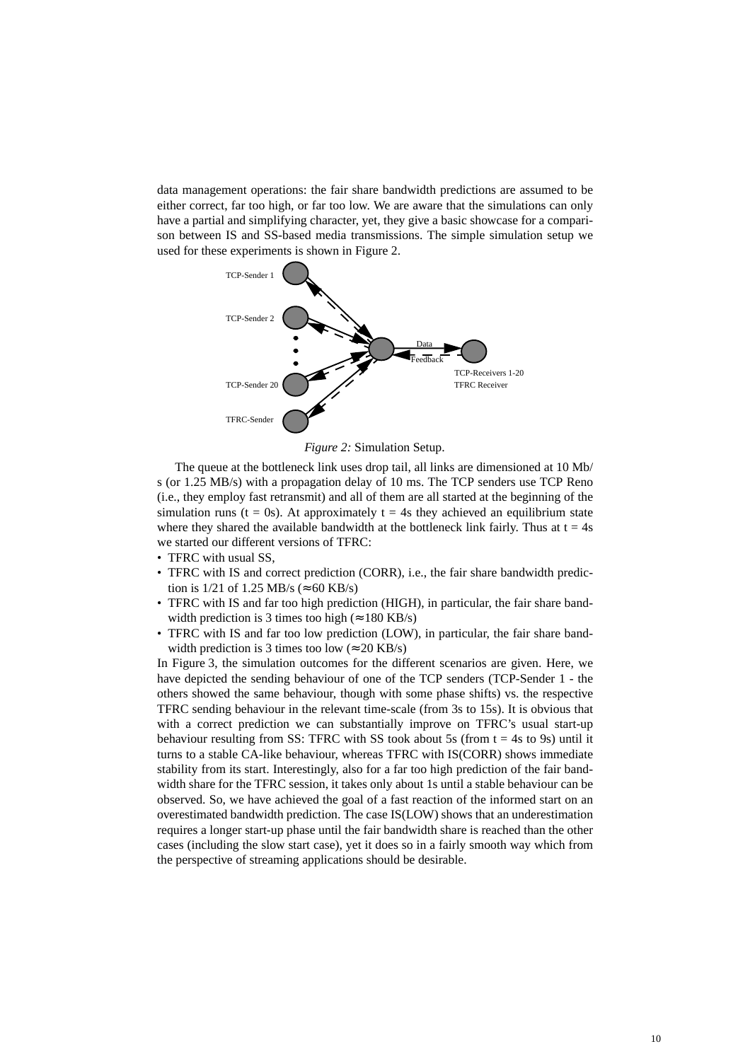data management operations: the fair share bandwidth predictions are assumed to be either correct, far too high, or far too low. We are aware that the simulations can only have a partial and simplifying character, yet, they give a basic showcase for a comparison between IS and SS-based media transmissions. The simple simulation setup we used for these experiments is shown in Figure 2.

*Figure 2:* Simulation Setup.

The queue at the bottleneck link uses drop tail, all links are dimensioned at 10 Mb/s (or 1.25 MB/s) with a propagation delay of 10 ms. The TCP senders use TCP Reno (i.e., they employ fast retransmit) and all of them are all started at the beginning of the simulation runs (t = 0s). At approximately t = 4s they achieved an equilibrium state where they shared the available bandwidth at the bottleneck link fairly. Thus at t = 4s we started our different versions of TFRC:

- TFRC with usual SS,
- TFRC with IS and correct prediction (CORR), i.e., the fair share bandwidth prediction is 1/21 of 1.25 MB/s (≈60 KB/s)
- TFRC with IS and far too high prediction (HIGH), in particular, the fair share bandwidth prediction is 3 times too high (≈180 KB/s)
- TFRC with IS and far too low prediction (LOW), in particular, the fair share bandwidth prediction is 3 times too low (≈20 KB/s)

In Figure 3, the simulation outcomes for the different scenarios are given. Here, we have depicted the sending behaviour of one of the TCP senders (TCP-Sender 1 - the others showed the same behaviour, though with some phase shifts) vs. the respective TFRC sending behaviour in the relevant time-scale (from 3s to 15s). It is obvious that with a correct prediction we can substantially improve on TFRC's usual start-up behaviour resulting from SS: TFRC with SS took about 5s (from t = 4s to 9s) until it turns to a stable CA-like behaviour, whereas TFRC with IS(CORR) shows immediate stability from its start. Interestingly, also for a far too high prediction of the fair bandwidth share for the TFRC session, it takes only about 1s until a stable behaviour can be observed. So, we have achieved the goal of a fast reaction of the informed start on an overestimated bandwidth prediction. The case IS(LOW) shows that an underestimation requires a longer start-up phase until the fair bandwidth share is reached than the other cases (including the slow start case), yet it does so in a fairly smooth way which from the perspective of streaming applications should be desirable.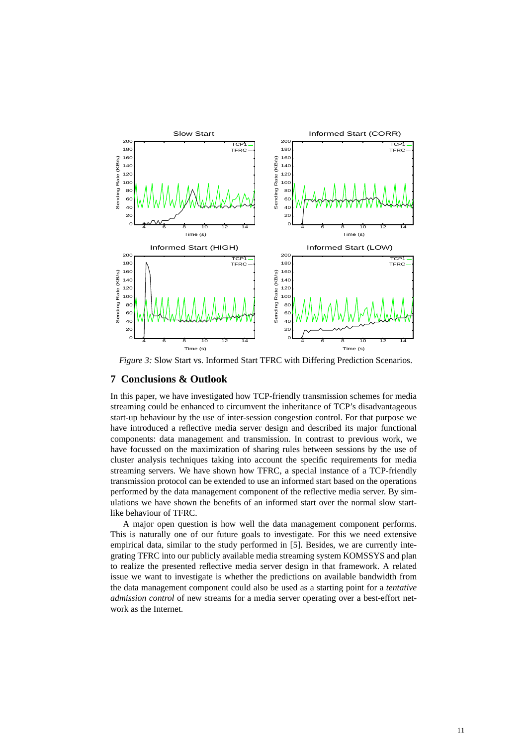*Figure 3:* Slow Start vs. Informed Start TFRC with Differing Prediction Scenarios.

## 7 Conclusions & Outlook

In this paper, we have investigated how TCP-friendly transmission schemes for media streaming could be enhanced to circumvent the inheritance of TCP's disadvantageous start-up behaviour by the use of inter-session congestion control. For that purpose we have introduced a reflective media server design and described its major functional components: data management and transmission. In contrast to previous work, we have focussed on the maximization of sharing rules between sessions by the use of cluster analysis techniques taking into account the specific requirements for media streaming servers. We have shown how TFRC, a special instance of a TCP-friendly transmission protocol can be extended to use an informed start based on the operations performed by the data management component of the reflective media server. By simulations we have shown the benefits of an informed start over the normal slow start-like behaviour of TFRC.

A major open question is how well the data management component performs. This is naturally one of our future goals to investigate. For this we need extensive empirical data, similar to the study performed in [5]. Besides, we are currently integrating TFRC into our publicly available media streaming system KOMSSYS and plan to realize the presented reflective media server design in that framework. A related issue we want to investigate is whether the predictions on available bandwidth from the data management component could also be used as a starting point for a *tentative admission control* of new streams for a media server operating over a best-effort network as the Internet.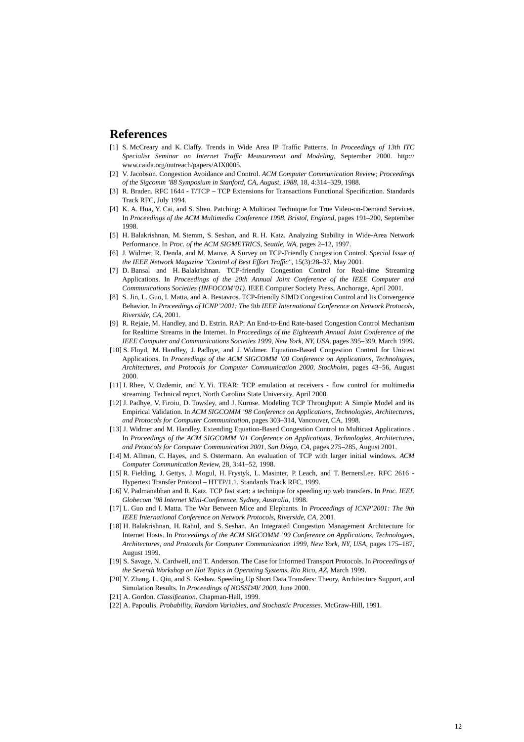# References

[1] S. McCreary and K. Claffy. Trends in Wide Area IP Traffic Patterns. In *Proceedings of 13th ITC Specialist Seminar on Internet Traffic Measurement and Modeling*, September 2000. http://www.caida.org/outreach/papers/AIX0005.

[2] V. Jacobson. Congestion Avoidance and Control. *ACM Computer Communication Review; Proceedings of the Sigcomm '88 Symposium in Stanford, CA, August, 1988*, 18, 4:314–329, 1988.

[3] R. Braden. RFC 1644 - T/TCP – TCP Extensions for Transactions Functional Specification. Standards Track RFC, July 1994.

[4] K. A. Hua, Y. Cai, and S. Sheu. Patching: A Multicast Technique for True Video-on-Demand Services. In *Proceedings of the ACM Multimedia Conference 1998, Bristol, England*, pages 191–200, September 1998.

[5] H. Balakrishnan, M. Stemm, S. Seshan, and R. H. Katz. Analyzing Stability in Wide-Area Network Performance. In *Proc. of the ACM SIGMETRICS, Seattle, WA*, pages 2–12, 1997.

[6] J. Widmer, R. Denda, and M. Mauve. A Survey on TCP-Friendly Congestion Control. *Special Issue of the IEEE Network Magazine "Control of Best Effort Traffic"*, 15(3):28–37, May 2001.

[7] D. Bansal and H. Balakrishnan. TCP-friendly Congestion Control for Real-time Streaming Applications. In *Proceedings of the 20th Annual Joint Conference of the IEEE Computer and Communications Societies (INFOCOM'01)*. IEEE Computer Society Press, Anchorage, April 2001.

[8] S. Jin, L. Guo, I. Matta, and A. Bestavros. TCP-friendly SIMD Congestion Control and Its Convergence Behavior. In *Proceedings of ICNP'2001: The 9th IEEE International Conference on Network Protocols, Riverside, CA*, 2001.

[9] R. Rejaie, M. Handley, and D. Estrin. RAP: An End-to-End Rate-based Congestion Control Mechanism for Realtime Streams in the Internet. In *Proceedings of the Eighteenth Annual Joint Conference of the IEEE Computer and Communications Societies 1999, New York, NY, USA*, pages 395–399, March 1999.

[10] S. Floyd, M. Handley, J. Padhye, and J. Widmer. Equation-Based Congestion Control for Unicast Applications. In *Proceedings of the ACM SIGCOMM '00 Conference on Applications, Technologies, Architectures, and Protocols for Computer Communication 2000, Stockholm*, pages 43–56, August 2000.

[11] I. Rhee, V. Ozdemir, and Y. Yi. TEAR: TCP emulation at receivers - flow control for multimedia streaming. Technical report, North Carolina State University, April 2000.

[12] J. Padhye, V. Firoiu, D. Towsley, and J. Kurose. Modeling TCP Throughput: A Simple Model and its Empirical Validation. In *ACM SIGCOMM '98 Conference on Applications, Technologies, Architectures, and Protocols for Computer Communication*, pages 303–314, Vancouver, CA, 1998.

[13] J. Widmer and M. Handley. Extending Equation-Based Congestion Control to Multicast Applications . In *Proceedings of the ACM SIGCOMM '01 Conference on Applications, Technologies, Architectures, and Protocols for Computer Communication 2001, San Diego, CA*, pages 275–285, August 2001.

[14] M. Allman, C. Hayes, and S. Ostermann. An evaluation of TCP with larger initial windows. *ACM Computer Communication Review*, 28, 3:41–52, 1998.

[15] R. Fielding, J. Gettys, J. Mogul, H. Frystyk, L. Masinter, P. Leach, and T. BernersLee. RFC 2616 - Hypertext Transfer Protocol – HTTP/1.1. Standards Track RFC, 1999.

[16] V. Padmanabhan and R. Katz. TCP fast start: a technique for speeding up web transfers. In *Proc. IEEE Globecom '98 Internet Mini-Conference, Sydney, Australia*, 1998.

[17] L. Guo and I. Matta. The War Between Mice and Elephants. In *Proceedings of ICNP'2001: The 9th IEEE International Conference on Network Protocols, Riverside, CA*, 2001.

[18] H. Balakrishnan, H. Rahul, and S. Seshan. An Integrated Congestion Management Architecture for Internet Hosts. In *Proceedings of the ACM SIGCOMM '99 Conference on Applications, Technologies, Architectures, and Protocols for Computer Communication 1999, New York, NY, USA*, pages 175–187, August 1999.

[19] S. Savage, N. Cardwell, and T. Anderson. The Case for Informed Transport Protocols. In *Proceedings of the Seventh Workshop on Hot Topics in Operating Systems, Rio Rico, AZ*, March 1999.

[20] Y. Zhang, L. Qiu, and S. Keshav. Speeding Up Short Data Transfers: Theory, Architecture Support, and Simulation Results. In *Proceedings of NOSSDAV 2000*, June 2000.

[21] A. Gordon. *Classification*. Chapman-Hall, 1999.

[22] A. Papoulis. *Probability, Random Variables, and Stochastic Processes*. McGraw-Hill, 1991.